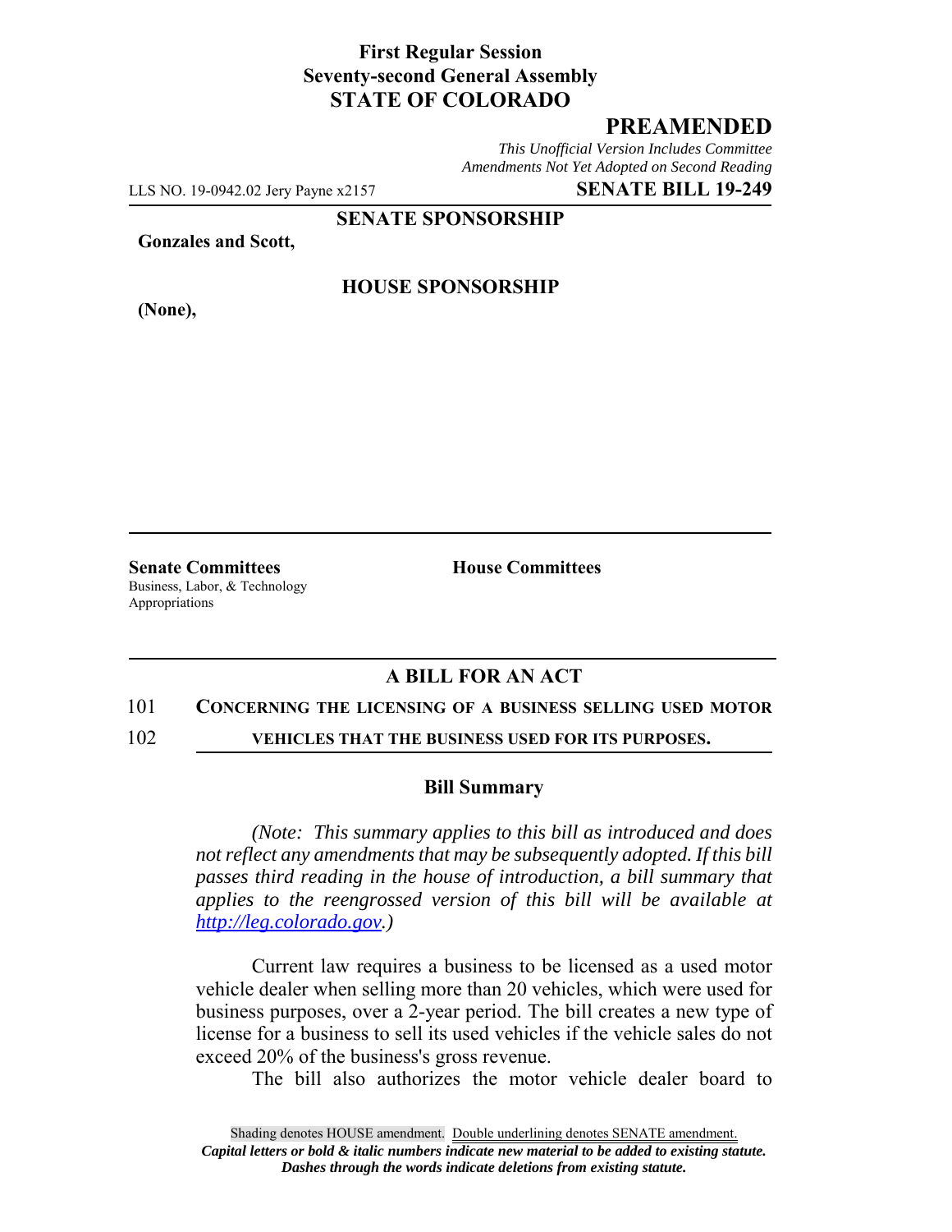**First Regular Session**
**Seventy-second General Assembly**
**STATE OF COLORADO**

# PREAMENDED

*This Unofficial Version Includes Committee Amendments Not Yet Adopted on Second Reading*

LLS NO. 19-0942.02 Jery Payne x2157 **SENATE BILL 19-249**

**SENATE SPONSORSHIP**

**Gonzales and Scott,**

**HOUSE SPONSORSHIP**

**(None),**

**Senate Committees**
Business, Labor, & Technology
Appropriations

**House Committees**

## A BILL FOR AN ACT

101 **CONCERNING THE LICENSING OF A BUSINESS SELLING USED MOTOR**
102 **VEHICLES THAT THE BUSINESS USED FOR ITS PURPOSES.**

### Bill Summary

*(Note: This summary applies to this bill as introduced and does not reflect any amendments that may be subsequently adopted. If this bill passes third reading in the house of introduction, a bill summary that applies to the reengrossed version of this bill will be available at http://leg.colorado.gov.)*

Current law requires a business to be licensed as a used motor vehicle dealer when selling more than 20 vehicles, which were used for business purposes, over a 2-year period. The bill creates a new type of license for a business to sell its used vehicles if the vehicle sales do not exceed 20% of the business's gross revenue.

The bill also authorizes the motor vehicle dealer board to

Shading denotes HOUSE amendment. Double underlining denotes SENATE amendment.
*Capital letters or bold & italic numbers indicate new material to be added to existing statute.*
*Dashes through the words indicate deletions from existing statute.*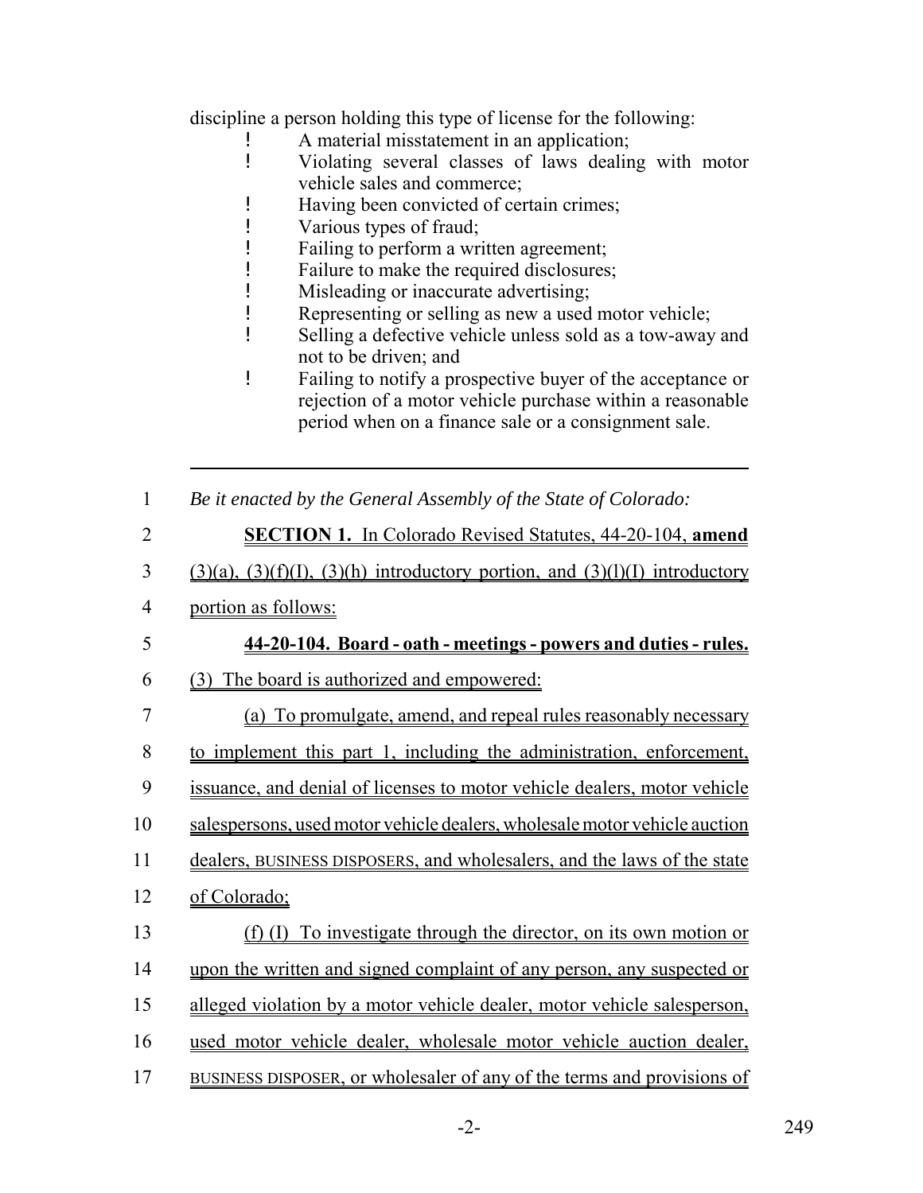discipline a person holding this type of license for the following:

- A material misstatement in an application;
- Violating several classes of laws dealing with motor vehicle sales and commerce;
- Having been convicted of certain crimes;
- Various types of fraud;
- Failing to perform a written agreement;
- Failure to make the required disclosures;
- Misleading or inaccurate advertising;
- Representing or selling as new a used motor vehicle;
- Selling a defective vehicle unless sold as a tow-away and not to be driven; and
- Failing to notify a prospective buyer of the acceptance or rejection of a motor vehicle purchase within a reasonable period when on a finance sale or a consignment sale.

---

1 *Be it enacted by the General Assembly of the State of Colorado:*

2 **SECTION 1.** In Colorado Revised Statutes, 44-20-104, **amend**

3 (3)(a), (3)(f)(I), (3)(h) introductory portion, and (3)(l)(I) introductory

4 portion as follows:

5 **44-20-104. Board - oath - meetings - powers and duties - rules.**

6 (3) The board is authorized and empowered:

7 (a) To promulgate, amend, and repeal rules reasonably necessary

8 to implement this part 1, including the administration, enforcement,

9 issuance, and denial of licenses to motor vehicle dealers, motor vehicle

10 salespersons, used motor vehicle dealers, wholesale motor vehicle auction

11 dealers, BUSINESS DISPOSERS, and wholesalers, and the laws of the state

12 of Colorado;

13 (f) (I) To investigate through the director, on its own motion or

14 upon the written and signed complaint of any person, any suspected or

15 alleged violation by a motor vehicle dealer, motor vehicle salesperson,

16 used motor vehicle dealer, wholesale motor vehicle auction dealer,

17 BUSINESS DISPOSER, or wholesaler of any of the terms and provisions of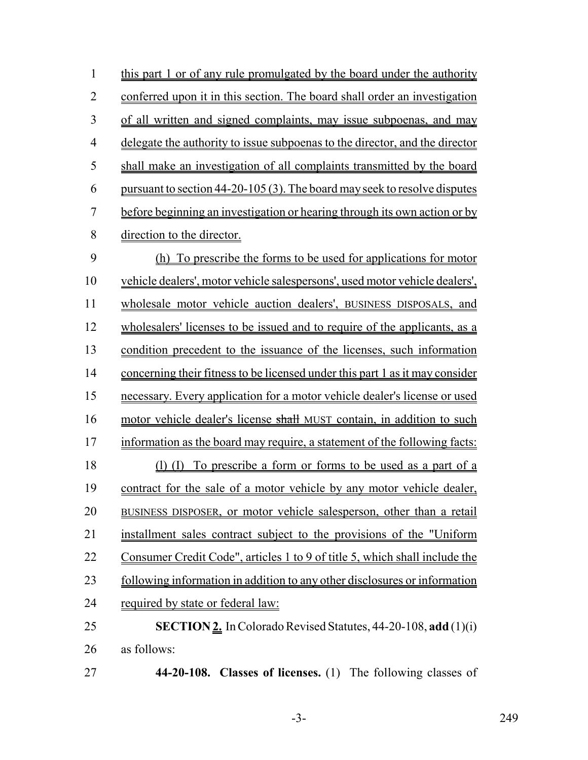this part 1 or of any rule promulgated by the board under the authority conferred upon it in this section. The board shall order an investigation of all written and signed complaints, may issue subpoenas, and may delegate the authority to issue subpoenas to the director, and the director shall make an investigation of all complaints transmitted by the board pursuant to section 44-20-105 (3). The board may seek to resolve disputes before beginning an investigation or hearing through its own action or by direction to the director.

(h) To prescribe the forms to be used for applications for motor vehicle dealers', motor vehicle salespersons', used motor vehicle dealers', wholesale motor vehicle auction dealers', BUSINESS DISPOSALS, and wholesalers' licenses to be issued and to require of the applicants, as a condition precedent to the issuance of the licenses, such information concerning their fitness to be licensed under this part 1 as it may consider necessary. Every application for a motor vehicle dealer's license or used motor vehicle dealer's license ~~shall~~ MUST contain, in addition to such information as the board may require, a statement of the following facts:

(l) (I) To prescribe a form or forms to be used as a part of a contract for the sale of a motor vehicle by any motor vehicle dealer, BUSINESS DISPOSER, or motor vehicle salesperson, other than a retail installment sales contract subject to the provisions of the "Uniform Consumer Credit Code", articles 1 to 9 of title 5, which shall include the following information in addition to any other disclosures or information required by state or federal law:

**SECTION 2.** In Colorado Revised Statutes, 44-20-108, **add** (1)(i) as follows:

**44-20-108. Classes of licenses.** (1) The following classes of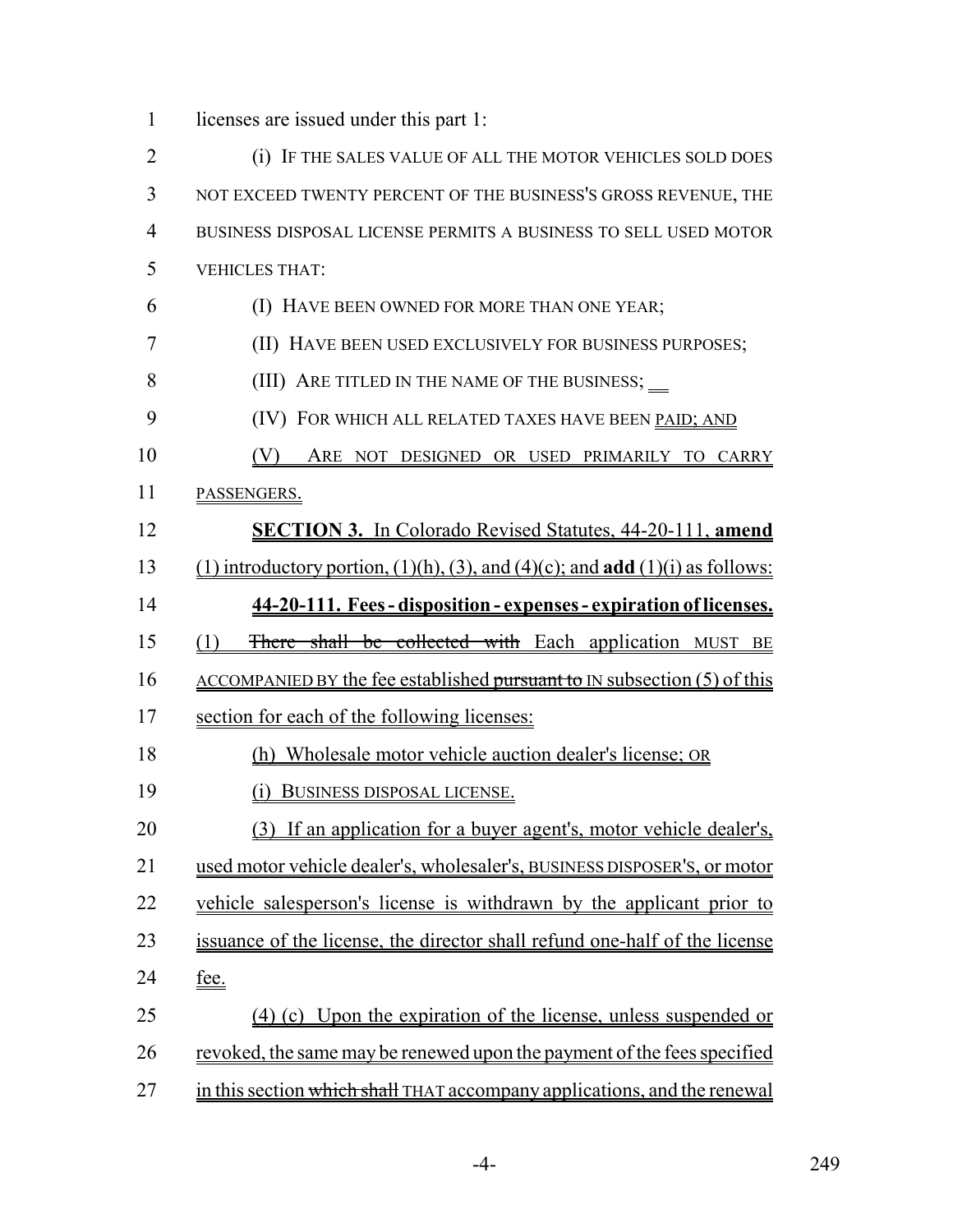licenses are issued under this part 1:

(i) IF THE SALES VALUE OF ALL THE MOTOR VEHICLES SOLD DOES NOT EXCEED TWENTY PERCENT OF THE BUSINESS'S GROSS REVENUE, THE BUSINESS DISPOSAL LICENSE PERMITS A BUSINESS TO SELL USED MOTOR VEHICLES THAT:

(I) HAVE BEEN OWNED FOR MORE THAN ONE YEAR;

(II) HAVE BEEN USED EXCLUSIVELY FOR BUSINESS PURPOSES;

(III) ARE TITLED IN THE NAME OF THE BUSINESS;

(IV) FOR WHICH ALL RELATED TAXES HAVE BEEN PAID; AND

(V) ARE NOT DESIGNED OR USED PRIMARILY TO CARRY PASSENGERS.

**SECTION 3.** In Colorado Revised Statutes, 44-20-111, **amend** (1) introductory portion, (1)(h), (3), and (4)(c); and **add** (1)(i) as follows:

**44-20-111. Fees - disposition - expenses - expiration of licenses.** (1) ~~There shall be collected with~~ Each application MUST BE ACCOMPANIED BY the fee established ~~pursuant to~~ IN subsection (5) of this section for each of the following licenses:

(h) Wholesale motor vehicle auction dealer's license; OR

(i) BUSINESS DISPOSAL LICENSE.

(3) If an application for a buyer agent's, motor vehicle dealer's, used motor vehicle dealer's, wholesaler's, BUSINESS DISPOSER'S, or motor vehicle salesperson's license is withdrawn by the applicant prior to issuance of the license, the director shall refund one-half of the license fee.

(4) (c) Upon the expiration of the license, unless suspended or revoked, the same may be renewed upon the payment of the fees specified in this section ~~which shall~~ THAT accompany applications, and the renewal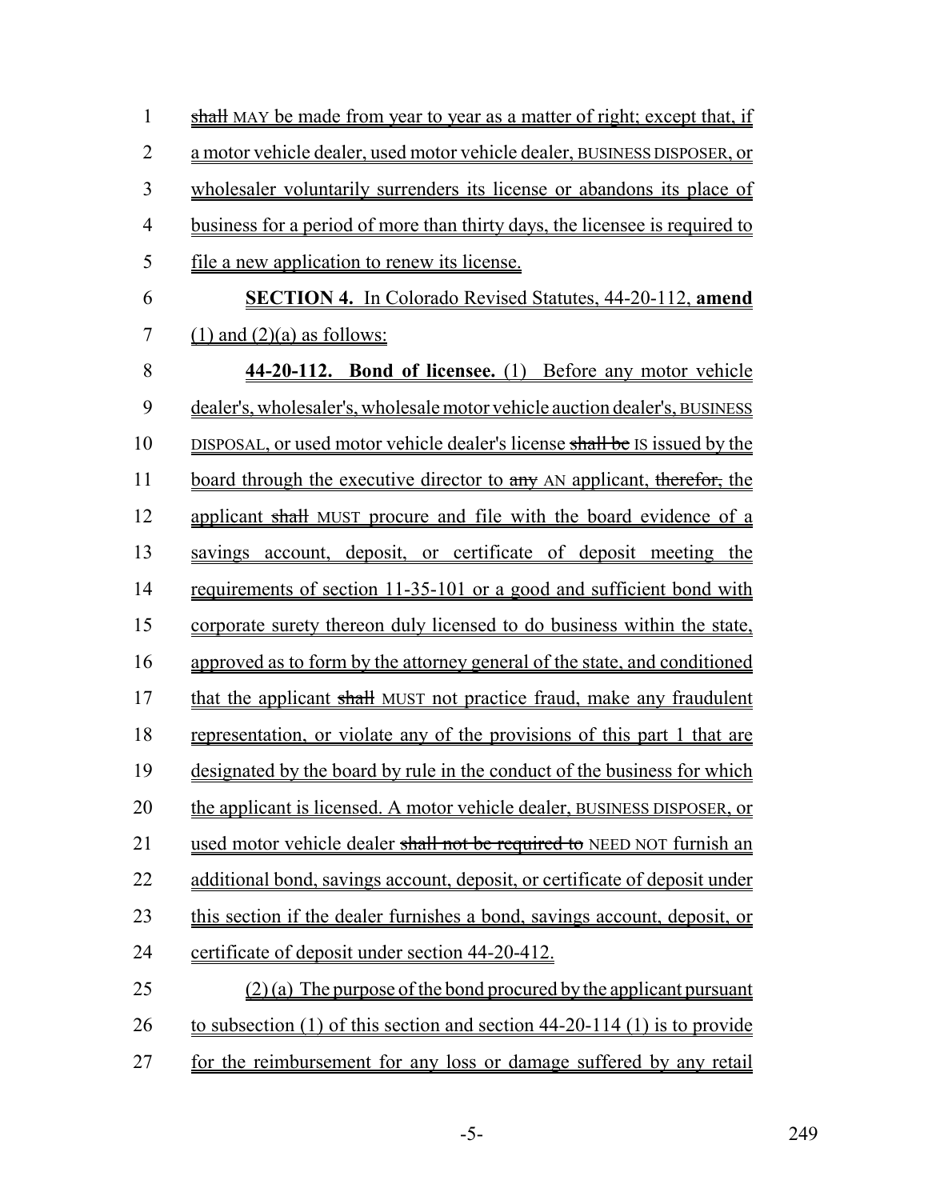~~shall~~ MAY be made from year to year as a matter of right; except that, if a motor vehicle dealer, used motor vehicle dealer, BUSINESS DISPOSER, or wholesaler voluntarily surrenders its license or abandons its place of business for a period of more than thirty days, the licensee is required to file a new application to renew its license.

**SECTION 4.** In Colorado Revised Statutes, 44-20-112, **amend** (1) and (2)(a) as follows:

**44-20-112. Bond of licensee.** (1) Before any motor vehicle dealer's, wholesaler's, wholesale motor vehicle auction dealer's, BUSINESS DISPOSAL, or used motor vehicle dealer's license ~~shall be~~ IS issued by the board through the executive director to ~~any~~ AN applicant, ~~therefor,~~ the applicant ~~shall~~ MUST procure and file with the board evidence of a savings account, deposit, or certificate of deposit meeting the requirements of section 11-35-101 or a good and sufficient bond with corporate surety thereon duly licensed to do business within the state, approved as to form by the attorney general of the state, and conditioned that the applicant ~~shall~~ MUST not practice fraud, make any fraudulent representation, or violate any of the provisions of this part 1 that are designated by the board by rule in the conduct of the business for which the applicant is licensed. A motor vehicle dealer, BUSINESS DISPOSER, or used motor vehicle dealer ~~shall not be required to~~ NEED NOT furnish an additional bond, savings account, deposit, or certificate of deposit under this section if the dealer furnishes a bond, savings account, deposit, or certificate of deposit under section 44-20-412.

(2) (a) The purpose of the bond procured by the applicant pursuant to subsection (1) of this section and section 44-20-114 (1) is to provide for the reimbursement for any loss or damage suffered by any retail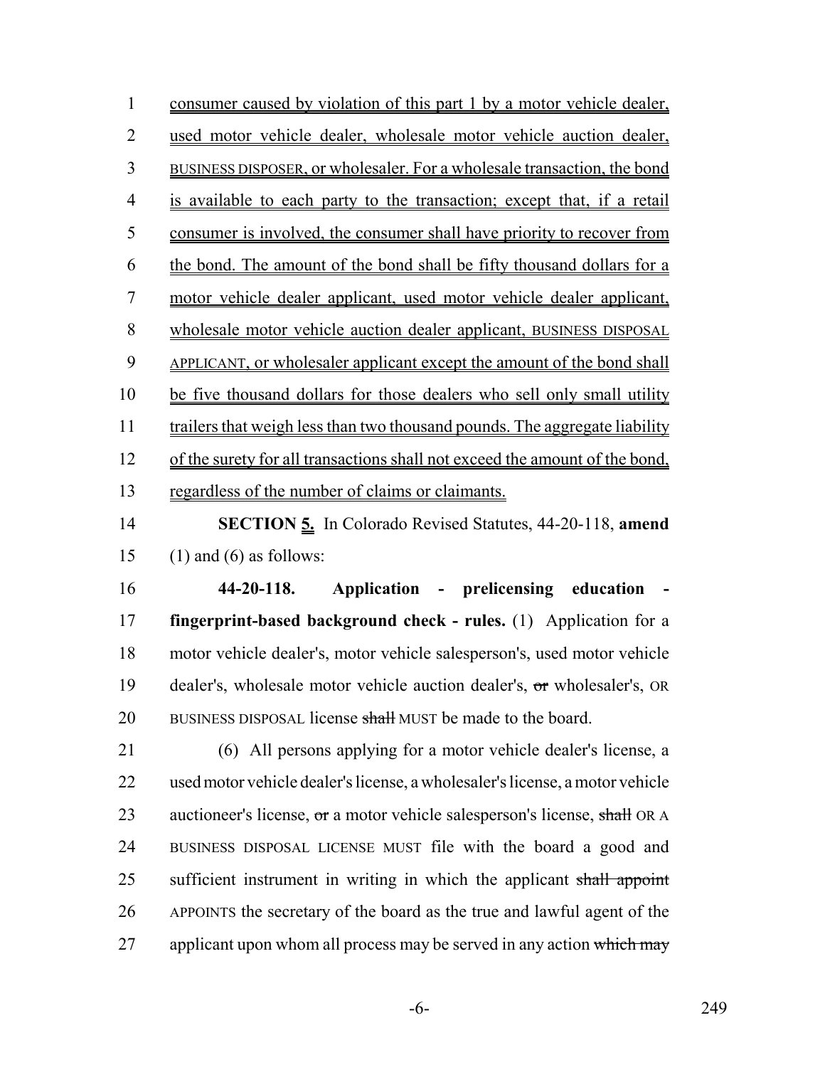consumer caused by violation of this part 1 by a motor vehicle dealer, used motor vehicle dealer, wholesale motor vehicle auction dealer, BUSINESS DISPOSER, or wholesaler. For a wholesale transaction, the bond is available to each party to the transaction; except that, if a retail consumer is involved, the consumer shall have priority to recover from the bond. The amount of the bond shall be fifty thousand dollars for a motor vehicle dealer applicant, used motor vehicle dealer applicant, wholesale motor vehicle auction dealer applicant, BUSINESS DISPOSAL APPLICANT, or wholesaler applicant except the amount of the bond shall be five thousand dollars for those dealers who sell only small utility trailers that weigh less than two thousand pounds. The aggregate liability of the surety for all transactions shall not exceed the amount of the bond, regardless of the number of claims or claimants.

**SECTION 5.** In Colorado Revised Statutes, 44-20-118, **amend** (1) and (6) as follows:

**44-20-118. Application - prelicensing education - fingerprint-based background check - rules.** (1) Application for a motor vehicle dealer's, motor vehicle salesperson's, used motor vehicle dealer's, wholesale motor vehicle auction dealer's, ~~or~~ wholesaler's, OR BUSINESS DISPOSAL license ~~shall~~ MUST be made to the board.

(6) All persons applying for a motor vehicle dealer's license, a used motor vehicle dealer's license, a wholesaler's license, a motor vehicle auctioneer's license, ~~or~~ a motor vehicle salesperson's license, ~~shall~~ OR A BUSINESS DISPOSAL LICENSE MUST file with the board a good and sufficient instrument in writing in which the applicant ~~shall appoint~~ APPOINTS the secretary of the board as the true and lawful agent of the applicant upon whom all process may be served in any action ~~which may~~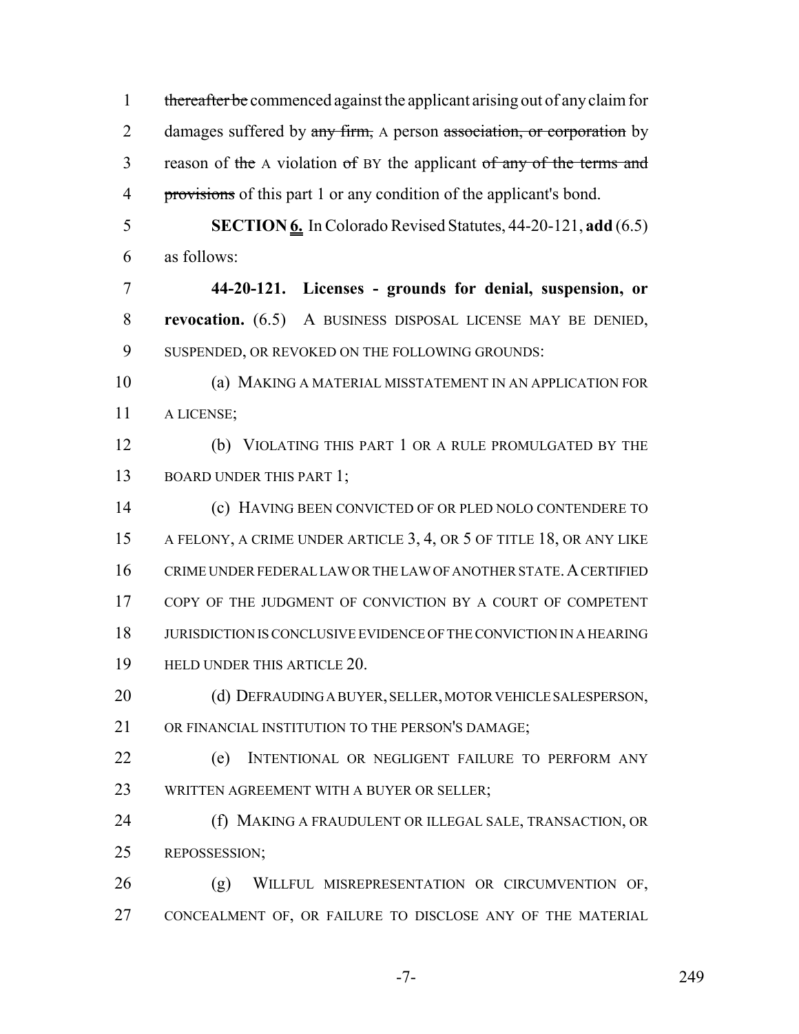1 ~~thereafter be~~ commenced against the applicant arising out of any claim for
2 damages suffered by ~~any firm,~~ A person ~~association, or corporation~~ by
3 reason of ~~the~~ A violation ~~of~~ BY the applicant ~~of any of the terms and~~
4 ~~provisions~~ of this part 1 or any condition of the applicant's bond.

5 **SECTION 6.** In Colorado Revised Statutes, 44-20-121, **add** (6.5)
6 as follows:

7 **44-20-121. Licenses - grounds for denial, suspension, or**
8 **revocation.** (6.5) A BUSINESS DISPOSAL LICENSE MAY BE DENIED,
9 SUSPENDED, OR REVOKED ON THE FOLLOWING GROUNDS:

10 (a) MAKING A MATERIAL MISSTATEMENT IN AN APPLICATION FOR
11 A LICENSE;

12 (b) VIOLATING THIS PART 1 OR A RULE PROMULGATED BY THE
13 BOARD UNDER THIS PART 1;

14 (c) HAVING BEEN CONVICTED OF OR PLED NOLO CONTENDERE TO
15 A FELONY, A CRIME UNDER ARTICLE 3, 4, OR 5 OF TITLE 18, OR ANY LIKE
16 CRIME UNDER FEDERAL LAW OR THE LAW OF ANOTHER STATE. A CERTIFIED
17 COPY OF THE JUDGMENT OF CONVICTION BY A COURT OF COMPETENT
18 JURISDICTION IS CONCLUSIVE EVIDENCE OF THE CONVICTION IN A HEARING
19 HELD UNDER THIS ARTICLE 20.

20 (d) DEFRAUDING A BUYER, SELLER, MOTOR VEHICLE SALESPERSON,
21 OR FINANCIAL INSTITUTION TO THE PERSON'S DAMAGE;

22 (e) INTENTIONAL OR NEGLIGENT FAILURE TO PERFORM ANY
23 WRITTEN AGREEMENT WITH A BUYER OR SELLER;

24 (f) MAKING A FRAUDULENT OR ILLEGAL SALE, TRANSACTION, OR
25 REPOSSESSION;

26 (g) WILLFUL MISREPRESENTATION OR CIRCUMVENTION OF,
27 CONCEALMENT OF, OR FAILURE TO DISCLOSE ANY OF THE MATERIAL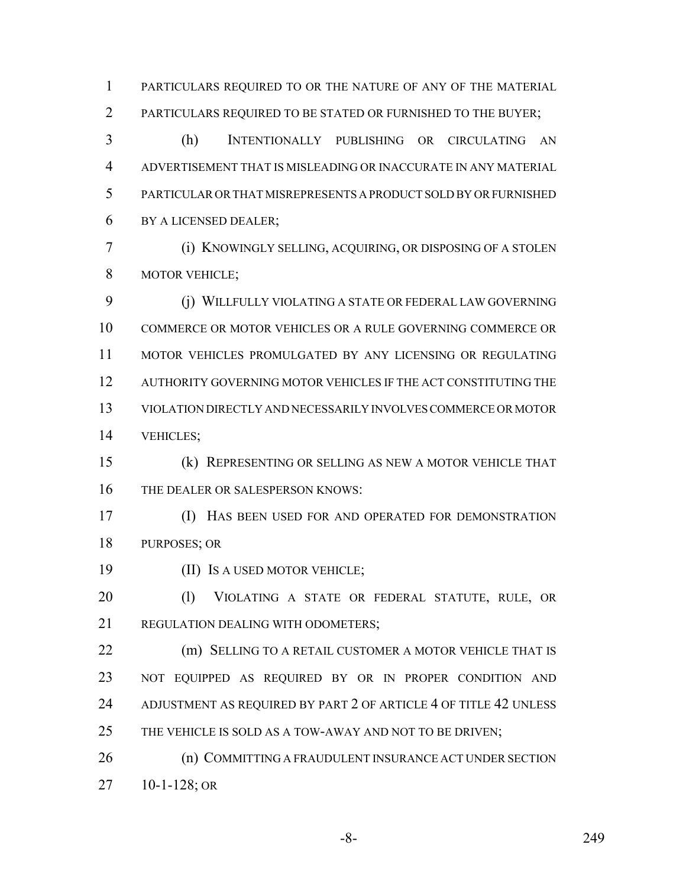PARTICULARS REQUIRED TO OR THE NATURE OF ANY OF THE MATERIAL PARTICULARS REQUIRED TO BE STATED OR FURNISHED TO THE BUYER;

(h) INTENTIONALLY PUBLISHING OR CIRCULATING AN ADVERTISEMENT THAT IS MISLEADING OR INACCURATE IN ANY MATERIAL PARTICULAR OR THAT MISREPRESENTS A PRODUCT SOLD BY OR FURNISHED BY A LICENSED DEALER;

(i) KNOWINGLY SELLING, ACQUIRING, OR DISPOSING OF A STOLEN MOTOR VEHICLE;

(j) WILLFULLY VIOLATING A STATE OR FEDERAL LAW GOVERNING COMMERCE OR MOTOR VEHICLES OR A RULE GOVERNING COMMERCE OR MOTOR VEHICLES PROMULGATED BY ANY LICENSING OR REGULATING AUTHORITY GOVERNING MOTOR VEHICLES IF THE ACT CONSTITUTING THE VIOLATION DIRECTLY AND NECESSARILY INVOLVES COMMERCE OR MOTOR VEHICLES;

(k) REPRESENTING OR SELLING AS NEW A MOTOR VEHICLE THAT THE DEALER OR SALESPERSON KNOWS:

(I) HAS BEEN USED FOR AND OPERATED FOR DEMONSTRATION PURPOSES; OR

(II) IS A USED MOTOR VEHICLE;

(l) VIOLATING A STATE OR FEDERAL STATUTE, RULE, OR REGULATION DEALING WITH ODOMETERS;

(m) SELLING TO A RETAIL CUSTOMER A MOTOR VEHICLE THAT IS NOT EQUIPPED AS REQUIRED BY OR IN PROPER CONDITION AND ADJUSTMENT AS REQUIRED BY PART 2 OF ARTICLE 4 OF TITLE 42 UNLESS THE VEHICLE IS SOLD AS A TOW-AWAY AND NOT TO BE DRIVEN;

(n) COMMITTING A FRAUDULENT INSURANCE ACT UNDER SECTION 10-1-128; OR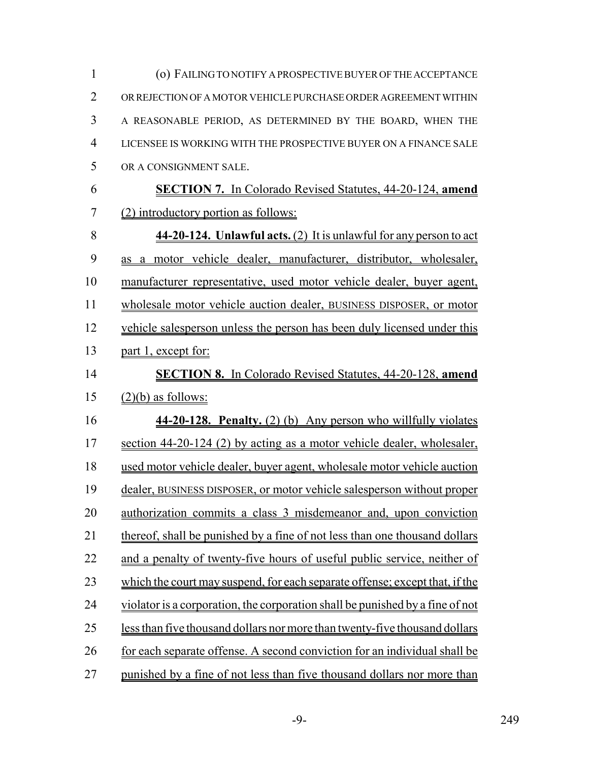(o) FAILING TO NOTIFY A PROSPECTIVE BUYER OF THE ACCEPTANCE OR REJECTION OF A MOTOR VEHICLE PURCHASE ORDER AGREEMENT WITHIN A REASONABLE PERIOD, AS DETERMINED BY THE BOARD, WHEN THE LICENSEE IS WORKING WITH THE PROSPECTIVE BUYER ON A FINANCE SALE OR A CONSIGNMENT SALE.

**SECTION 7.** In Colorado Revised Statutes, 44-20-124, **amend** (2) introductory portion as follows:

**44-20-124. Unlawful acts.** (2) It is unlawful for any person to act as a motor vehicle dealer, manufacturer, distributor, wholesaler, manufacturer representative, used motor vehicle dealer, buyer agent, wholesale motor vehicle auction dealer, BUSINESS DISPOSER, or motor vehicle salesperson unless the person has been duly licensed under this part 1, except for:

**SECTION 8.** In Colorado Revised Statutes, 44-20-128, **amend** (2)(b) as follows:

**44-20-128. Penalty.** (2) (b) Any person who willfully violates section 44-20-124 (2) by acting as a motor vehicle dealer, wholesaler, used motor vehicle dealer, buyer agent, wholesale motor vehicle auction dealer, BUSINESS DISPOSER, or motor vehicle salesperson without proper authorization commits a class 3 misdemeanor and, upon conviction thereof, shall be punished by a fine of not less than one thousand dollars and a penalty of twenty-five hours of useful public service, neither of which the court may suspend, for each separate offense; except that, if the violator is a corporation, the corporation shall be punished by a fine of not less than five thousand dollars nor more than twenty-five thousand dollars for each separate offense. A second conviction for an individual shall be punished by a fine of not less than five thousand dollars nor more than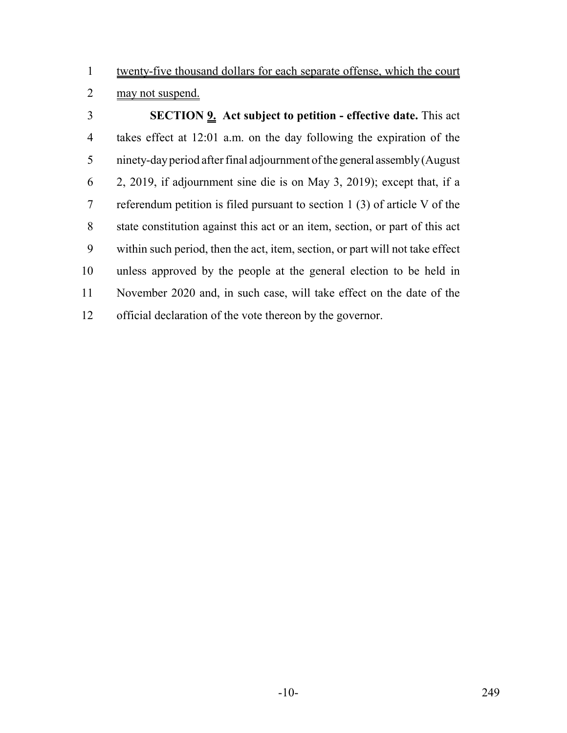twenty-five thousand dollars for each separate offense, which the court may not suspend.

**SECTION 9. Act subject to petition - effective date.** This act takes effect at 12:01 a.m. on the day following the expiration of the ninety-day period after final adjournment of the general assembly (August 2, 2019, if adjournment sine die is on May 3, 2019); except that, if a referendum petition is filed pursuant to section 1 (3) of article V of the state constitution against this act or an item, section, or part of this act within such period, then the act, item, section, or part will not take effect unless approved by the people at the general election to be held in November 2020 and, in such case, will take effect on the date of the official declaration of the vote thereon by the governor.